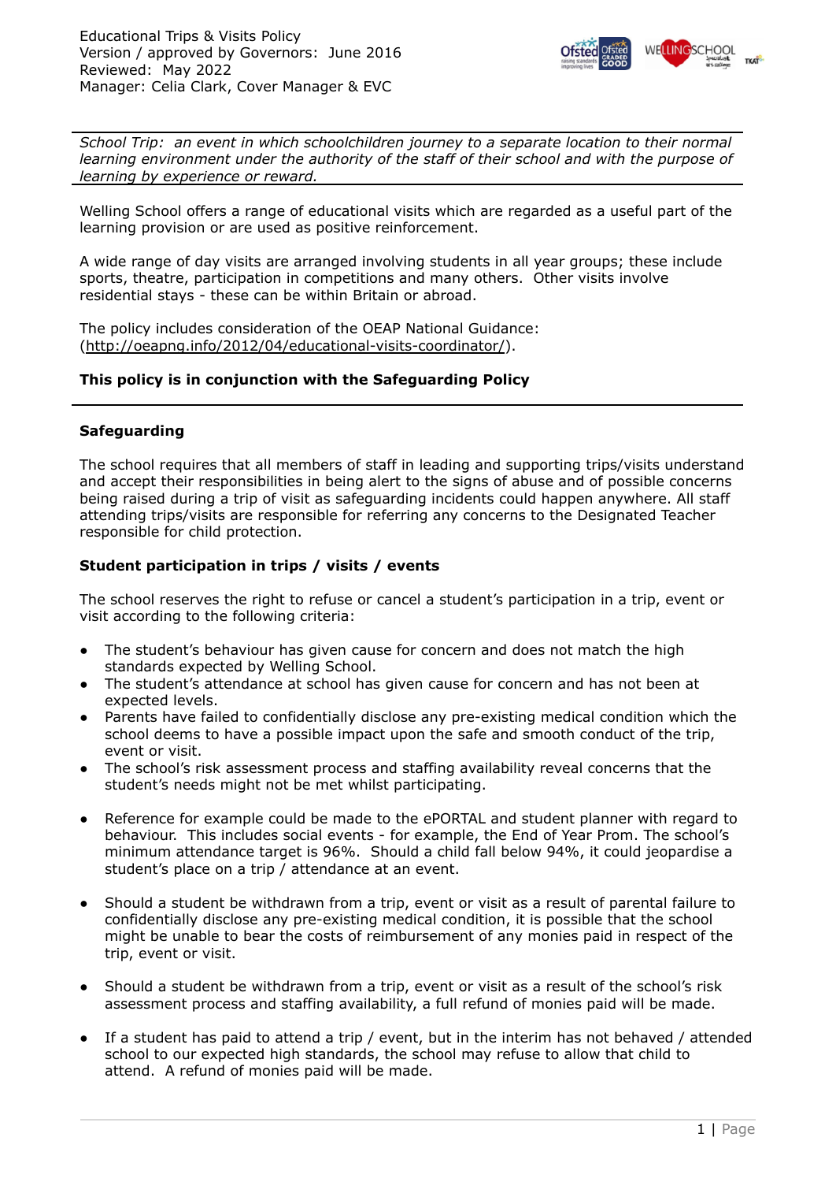Educational Trips & Visits Policy
Version / approved by Governors: June 2016
Reviewed: May 2022
Manager: Celia Clark, Cover Manager & EVC

---

*School Trip: an event in which schoolchildren journey to a separate location to their normal learning environment under the authority of the staff of their school and with the purpose of learning by experience or reward.*

---

Welling School offers a range of educational visits which are regarded as a useful part of the learning provision or are used as positive reinforcement.

A wide range of day visits are arranged involving students in all year groups; these include sports, theatre, participation in competitions and many others. Other visits involve residential stays - these can be within Britain or abroad.

The policy includes consideration of the OEAP National Guidance: (http://oeapng.info/2012/04/educational-visits-coordinator/).

**This policy is in conjunction with the Safeguarding Policy**

---

**Safeguarding**

The school requires that all members of staff in leading and supporting trips/visits understand and accept their responsibilities in being alert to the signs of abuse and of possible concerns being raised during a trip of visit as safeguarding incidents could happen anywhere. All staff attending trips/visits are responsible for referring any concerns to the Designated Teacher responsible for child protection.

**Student participation in trips / visits / events**

The school reserves the right to refuse or cancel a student's participation in a trip, event or visit according to the following criteria:

- The student's behaviour has given cause for concern and does not match the high standards expected by Welling School.
- The student's attendance at school has given cause for concern and has not been at expected levels.
- Parents have failed to confidentially disclose any pre-existing medical condition which the school deems to have a possible impact upon the safe and smooth conduct of the trip, event or visit.
- The school's risk assessment process and staffing availability reveal concerns that the student's needs might not be met whilst participating.

- Reference for example could be made to the ePORTAL and student planner with regard to behaviour. This includes social events - for example, the End of Year Prom. The school's minimum attendance target is 96%. Should a child fall below 94%, it could jeopardise a student's place on a trip / attendance at an event.

- Should a student be withdrawn from a trip, event or visit as a result of parental failure to confidentially disclose any pre-existing medical condition, it is possible that the school might be unable to bear the costs of reimbursement of any monies paid in respect of the trip, event or visit.

- Should a student be withdrawn from a trip, event or visit as a result of the school's risk assessment process and staffing availability, a full refund of monies paid will be made.

- If a student has paid to attend a trip / event, but in the interim has not behaved / attended school to our expected high standards, the school may refuse to allow that child to attend. A refund of monies paid will be made.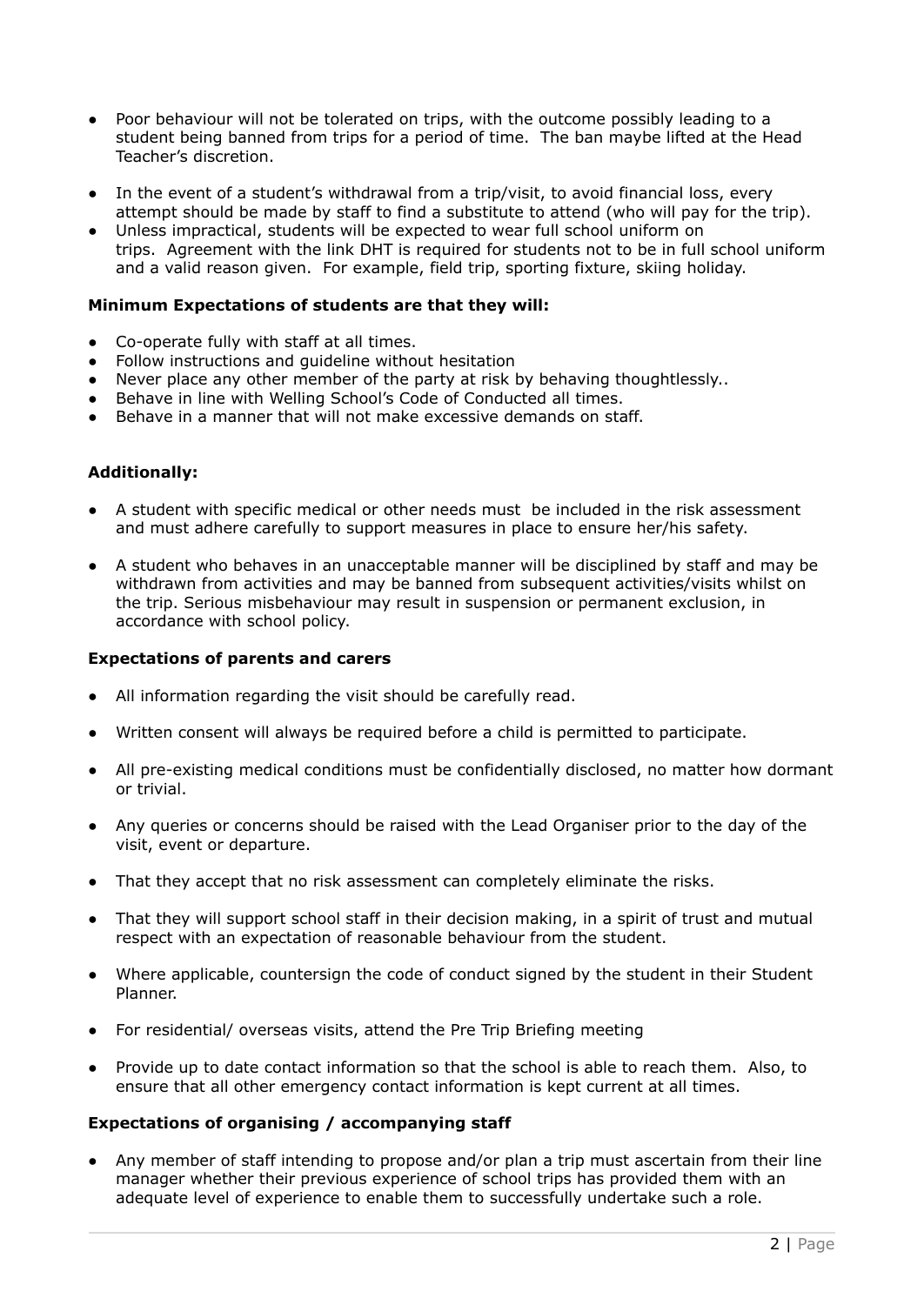- Poor behaviour will not be tolerated on trips, with the outcome possibly leading to a student being banned from trips for a period of time. The ban maybe lifted at the Head Teacher's discretion.
- In the event of a student's withdrawal from a trip/visit, to avoid financial loss, every attempt should be made by staff to find a substitute to attend (who will pay for the trip).
- Unless impractical, students will be expected to wear full school uniform on trips. Agreement with the link DHT is required for students not to be in full school uniform and a valid reason given. For example, field trip, sporting fixture, skiing holiday.

**Minimum Expectations of students are that they will:**

- Co-operate fully with staff at all times.
- Follow instructions and guideline without hesitation
- Never place any other member of the party at risk by behaving thoughtlessly..
- Behave in line with Welling School's Code of Conducted all times.
- Behave in a manner that will not make excessive demands on staff.

**Additionally:**

- A student with specific medical or other needs must be included in the risk assessment and must adhere carefully to support measures in place to ensure her/his safety.
- A student who behaves in an unacceptable manner will be disciplined by staff and may be withdrawn from activities and may be banned from subsequent activities/visits whilst on the trip. Serious misbehaviour may result in suspension or permanent exclusion, in accordance with school policy.

**Expectations of parents and carers**

- All information regarding the visit should be carefully read.
- Written consent will always be required before a child is permitted to participate.
- All pre-existing medical conditions must be confidentially disclosed, no matter how dormant or trivial.
- Any queries or concerns should be raised with the Lead Organiser prior to the day of the visit, event or departure.
- That they accept that no risk assessment can completely eliminate the risks.
- That they will support school staff in their decision making, in a spirit of trust and mutual respect with an expectation of reasonable behaviour from the student.
- Where applicable, countersign the code of conduct signed by the student in their Student Planner.
- For residential/ overseas visits, attend the Pre Trip Briefing meeting
- Provide up to date contact information so that the school is able to reach them. Also, to ensure that all other emergency contact information is kept current at all times.

**Expectations of organising / accompanying staff**

- Any member of staff intending to propose and/or plan a trip must ascertain from their line manager whether their previous experience of school trips has provided them with an adequate level of experience to enable them to successfully undertake such a role.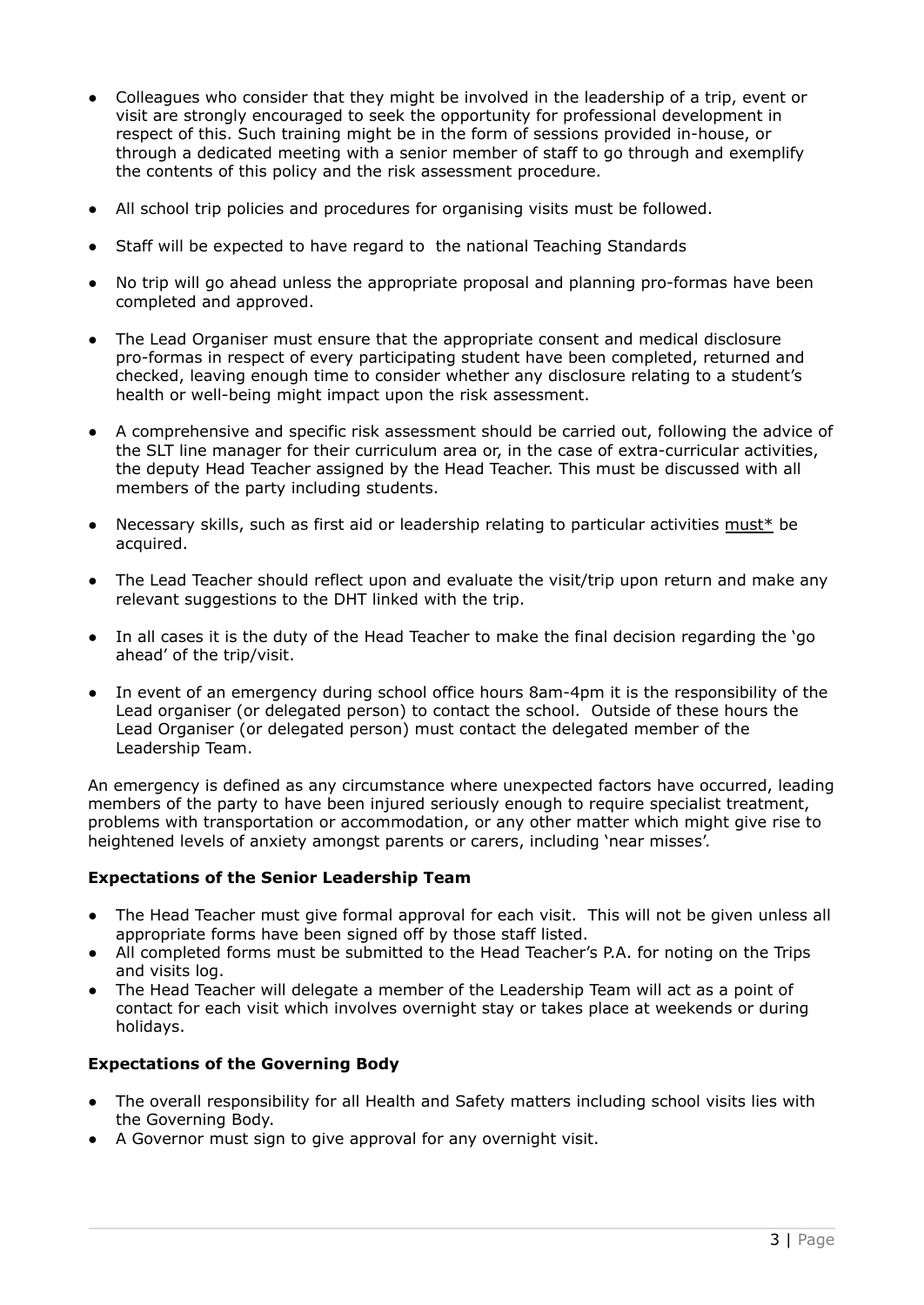- Colleagues who consider that they might be involved in the leadership of a trip, event or visit are strongly encouraged to seek the opportunity for professional development in respect of this. Such training might be in the form of sessions provided in-house, or through a dedicated meeting with a senior member of staff to go through and exemplify the contents of this policy and the risk assessment procedure.
- All school trip policies and procedures for organising visits must be followed.
- Staff will be expected to have regard to the national Teaching Standards
- No trip will go ahead unless the appropriate proposal and planning pro-formas have been completed and approved.
- The Lead Organiser must ensure that the appropriate consent and medical disclosure pro-formas in respect of every participating student have been completed, returned and checked, leaving enough time to consider whether any disclosure relating to a student's health or well-being might impact upon the risk assessment.
- A comprehensive and specific risk assessment should be carried out, following the advice of the SLT line manager for their curriculum area or, in the case of extra-curricular activities, the deputy Head Teacher assigned by the Head Teacher. This must be discussed with all members of the party including students.
- Necessary skills, such as first aid or leadership relating to particular activities <u>must*</u> be acquired.
- The Lead Teacher should reflect upon and evaluate the visit/trip upon return and make any relevant suggestions to the DHT linked with the trip.
- In all cases it is the duty of the Head Teacher to make the final decision regarding the 'go ahead' of the trip/visit.
- In event of an emergency during school office hours 8am-4pm it is the responsibility of the Lead organiser (or delegated person) to contact the school. Outside of these hours the Lead Organiser (or delegated person) must contact the delegated member of the Leadership Team.

An emergency is defined as any circumstance where unexpected factors have occurred, leading members of the party to have been injured seriously enough to require specialist treatment, problems with transportation or accommodation, or any other matter which might give rise to heightened levels of anxiety amongst parents or carers, including 'near misses'.

**Expectations of the Senior Leadership Team**

- The Head Teacher must give formal approval for each visit. This will not be given unless all appropriate forms have been signed off by those staff listed.
- All completed forms must be submitted to the Head Teacher's P.A. for noting on the Trips and visits log.
- The Head Teacher will delegate a member of the Leadership Team will act as a point of contact for each visit which involves overnight stay or takes place at weekends or during holidays.

**Expectations of the Governing Body**

- The overall responsibility for all Health and Safety matters including school visits lies with the Governing Body.
- A Governor must sign to give approval for any overnight visit.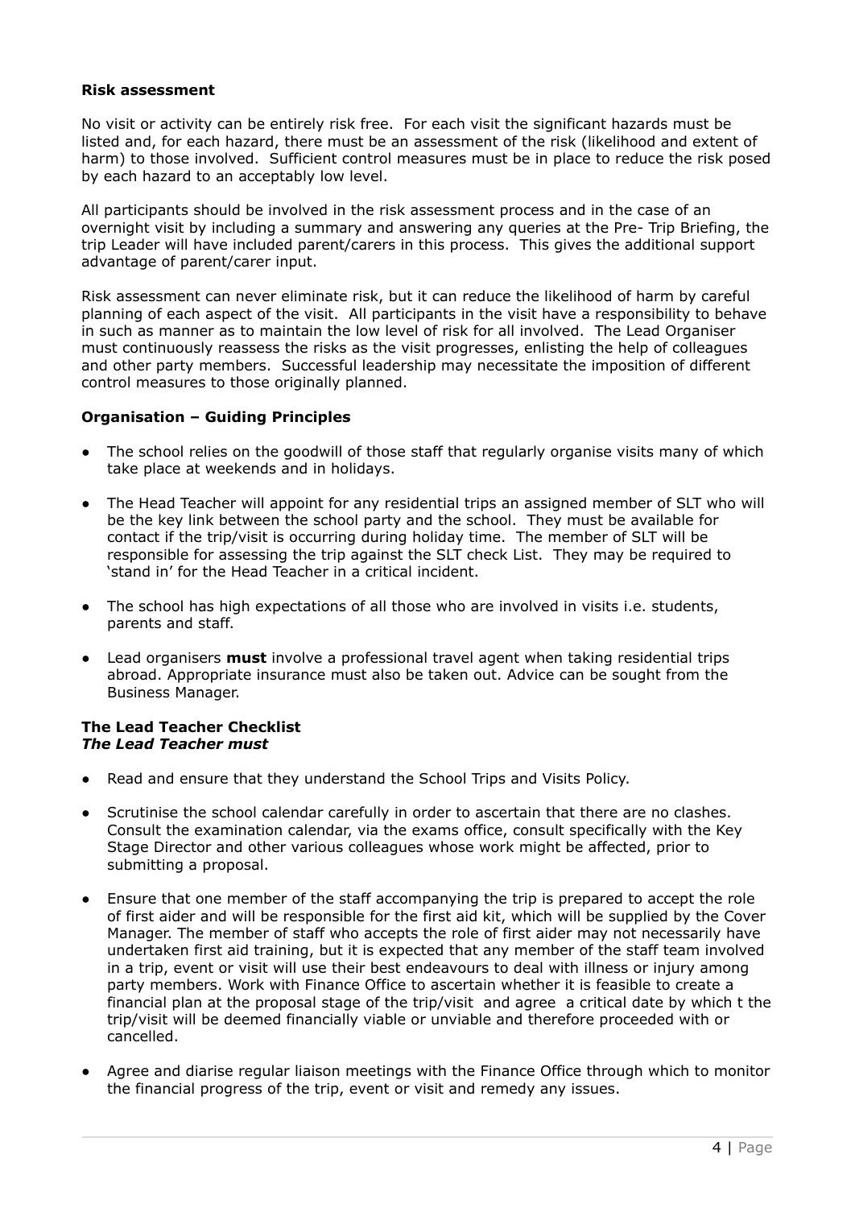**Risk assessment**

No visit or activity can be entirely risk free. For each visit the significant hazards must be listed and, for each hazard, there must be an assessment of the risk (likelihood and extent of harm) to those involved. Sufficient control measures must be in place to reduce the risk posed by each hazard to an acceptably low level.

All participants should be involved in the risk assessment process and in the case of an overnight visit by including a summary and answering any queries at the Pre- Trip Briefing, the trip Leader will have included parent/carers in this process. This gives the additional support advantage of parent/carer input.

Risk assessment can never eliminate risk, but it can reduce the likelihood of harm by careful planning of each aspect of the visit. All participants in the visit have a responsibility to behave in such as manner as to maintain the low level of risk for all involved. The Lead Organiser must continuously reassess the risks as the visit progresses, enlisting the help of colleagues and other party members. Successful leadership may necessitate the imposition of different control measures to those originally planned.

**Organisation – Guiding Principles**

- The school relies on the goodwill of those staff that regularly organise visits many of which take place at weekends and in holidays.
- The Head Teacher will appoint for any residential trips an assigned member of SLT who will be the key link between the school party and the school. They must be available for contact if the trip/visit is occurring during holiday time. The member of SLT will be responsible for assessing the trip against the SLT check List. They may be required to 'stand in' for the Head Teacher in a critical incident.
- The school has high expectations of all those who are involved in visits i.e. students, parents and staff.
- Lead organisers **must** involve a professional travel agent when taking residential trips abroad. Appropriate insurance must also be taken out. Advice can be sought from the Business Manager.

**The Lead Teacher Checklist**
***The Lead Teacher must***

- Read and ensure that they understand the School Trips and Visits Policy.
- Scrutinise the school calendar carefully in order to ascertain that there are no clashes. Consult the examination calendar, via the exams office, consult specifically with the Key Stage Director and other various colleagues whose work might be affected, prior to submitting a proposal.
- Ensure that one member of the staff accompanying the trip is prepared to accept the role of first aider and will be responsible for the first aid kit, which will be supplied by the Cover Manager. The member of staff who accepts the role of first aider may not necessarily have undertaken first aid training, but it is expected that any member of the staff team involved in a trip, event or visit will use their best endeavours to deal with illness or injury among party members. Work with Finance Office to ascertain whether it is feasible to create a financial plan at the proposal stage of the trip/visit and agree a critical date by which t the trip/visit will be deemed financially viable or unviable and therefore proceeded with or cancelled.
- Agree and diarise regular liaison meetings with the Finance Office through which to monitor the financial progress of the trip, event or visit and remedy any issues.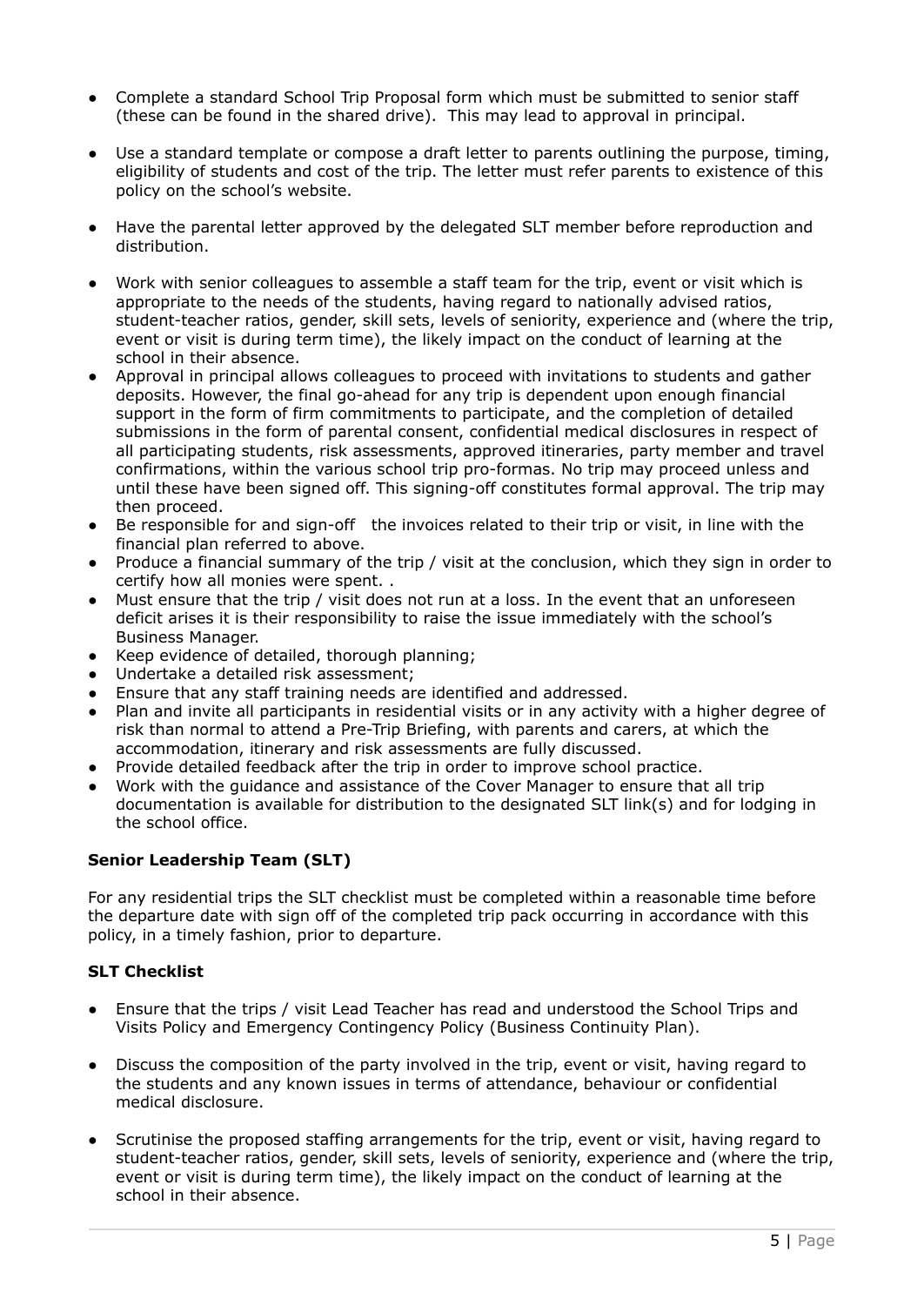- Complete a standard School Trip Proposal form which must be submitted to senior staff (these can be found in the shared drive). This may lead to approval in principal.
- Use a standard template or compose a draft letter to parents outlining the purpose, timing, eligibility of students and cost of the trip. The letter must refer parents to existence of this policy on the school's website.
- Have the parental letter approved by the delegated SLT member before reproduction and distribution.
- Work with senior colleagues to assemble a staff team for the trip, event or visit which is appropriate to the needs of the students, having regard to nationally advised ratios, student-teacher ratios, gender, skill sets, levels of seniority, experience and (where the trip, event or visit is during term time), the likely impact on the conduct of learning at the school in their absence.
- Approval in principal allows colleagues to proceed with invitations to students and gather deposits. However, the final go-ahead for any trip is dependent upon enough financial support in the form of firm commitments to participate, and the completion of detailed submissions in the form of parental consent, confidential medical disclosures in respect of all participating students, risk assessments, approved itineraries, party member and travel confirmations, within the various school trip pro-formas. No trip may proceed unless and until these have been signed off. This signing-off constitutes formal approval. The trip may then proceed.
- Be responsible for and sign-off the invoices related to their trip or visit, in line with the financial plan referred to above.
- Produce a financial summary of the trip / visit at the conclusion, which they sign in order to certify how all monies were spent. .
- Must ensure that the trip / visit does not run at a loss. In the event that an unforeseen deficit arises it is their responsibility to raise the issue immediately with the school's Business Manager.
- Keep evidence of detailed, thorough planning;
- Undertake a detailed risk assessment;
- Ensure that any staff training needs are identified and addressed.
- Plan and invite all participants in residential visits or in any activity with a higher degree of risk than normal to attend a Pre-Trip Briefing, with parents and carers, at which the accommodation, itinerary and risk assessments are fully discussed.
- Provide detailed feedback after the trip in order to improve school practice.
- Work with the guidance and assistance of the Cover Manager to ensure that all trip documentation is available for distribution to the designated SLT link(s) and for lodging in the school office.

**Senior Leadership Team (SLT)**

For any residential trips the SLT checklist must be completed within a reasonable time before the departure date with sign off of the completed trip pack occurring in accordance with this policy, in a timely fashion, prior to departure.

**SLT Checklist**

- Ensure that the trips / visit Lead Teacher has read and understood the School Trips and Visits Policy and Emergency Contingency Policy (Business Continuity Plan).
- Discuss the composition of the party involved in the trip, event or visit, having regard to the students and any known issues in terms of attendance, behaviour or confidential medical disclosure.
- Scrutinise the proposed staffing arrangements for the trip, event or visit, having regard to student-teacher ratios, gender, skill sets, levels of seniority, experience and (where the trip, event or visit is during term time), the likely impact on the conduct of learning at the school in their absence.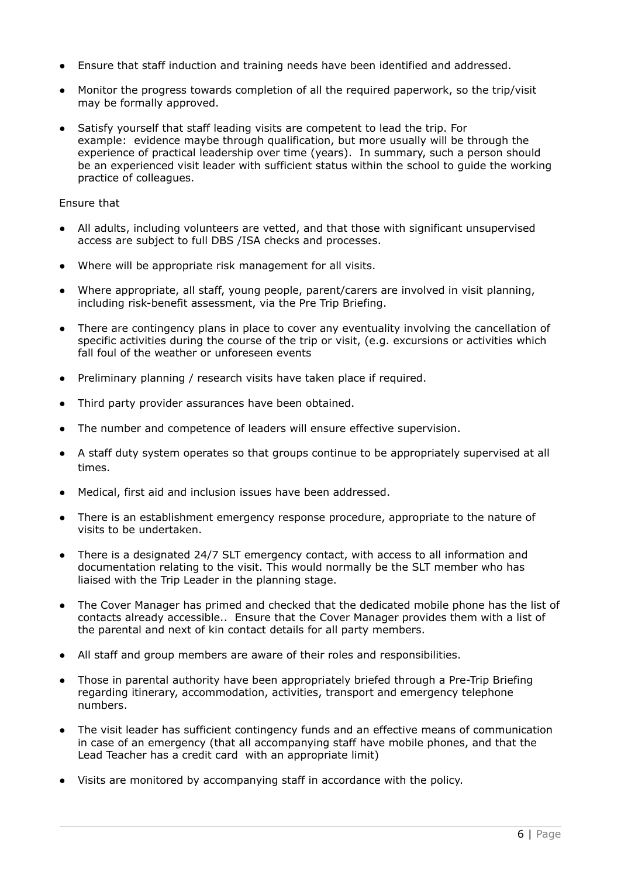- Ensure that staff induction and training needs have been identified and addressed.
- Monitor the progress towards completion of all the required paperwork, so the trip/visit may be formally approved.
- Satisfy yourself that staff leading visits are competent to lead the trip. For example: evidence maybe through qualification, but more usually will be through the experience of practical leadership over time (years). In summary, such a person should be an experienced visit leader with sufficient status within the school to guide the working practice of colleagues.

Ensure that

- All adults, including volunteers are vetted, and that those with significant unsupervised access are subject to full DBS /ISA checks and processes.
- Where will be appropriate risk management for all visits.
- Where appropriate, all staff, young people, parent/carers are involved in visit planning, including risk-benefit assessment, via the Pre Trip Briefing.
- There are contingency plans in place to cover any eventuality involving the cancellation of specific activities during the course of the trip or visit, (e.g. excursions or activities which fall foul of the weather or unforeseen events
- Preliminary planning / research visits have taken place if required.
- Third party provider assurances have been obtained.
- The number and competence of leaders will ensure effective supervision.
- A staff duty system operates so that groups continue to be appropriately supervised at all times.
- Medical, first aid and inclusion issues have been addressed.
- There is an establishment emergency response procedure, appropriate to the nature of visits to be undertaken.
- There is a designated 24/7 SLT emergency contact, with access to all information and documentation relating to the visit. This would normally be the SLT member who has liaised with the Trip Leader in the planning stage.
- The Cover Manager has primed and checked that the dedicated mobile phone has the list of contacts already accessible.. Ensure that the Cover Manager provides them with a list of the parental and next of kin contact details for all party members.
- All staff and group members are aware of their roles and responsibilities.
- Those in parental authority have been appropriately briefed through a Pre-Trip Briefing regarding itinerary, accommodation, activities, transport and emergency telephone numbers.
- The visit leader has sufficient contingency funds and an effective means of communication in case of an emergency (that all accompanying staff have mobile phones, and that the Lead Teacher has a credit card with an appropriate limit)
- Visits are monitored by accompanying staff in accordance with the policy.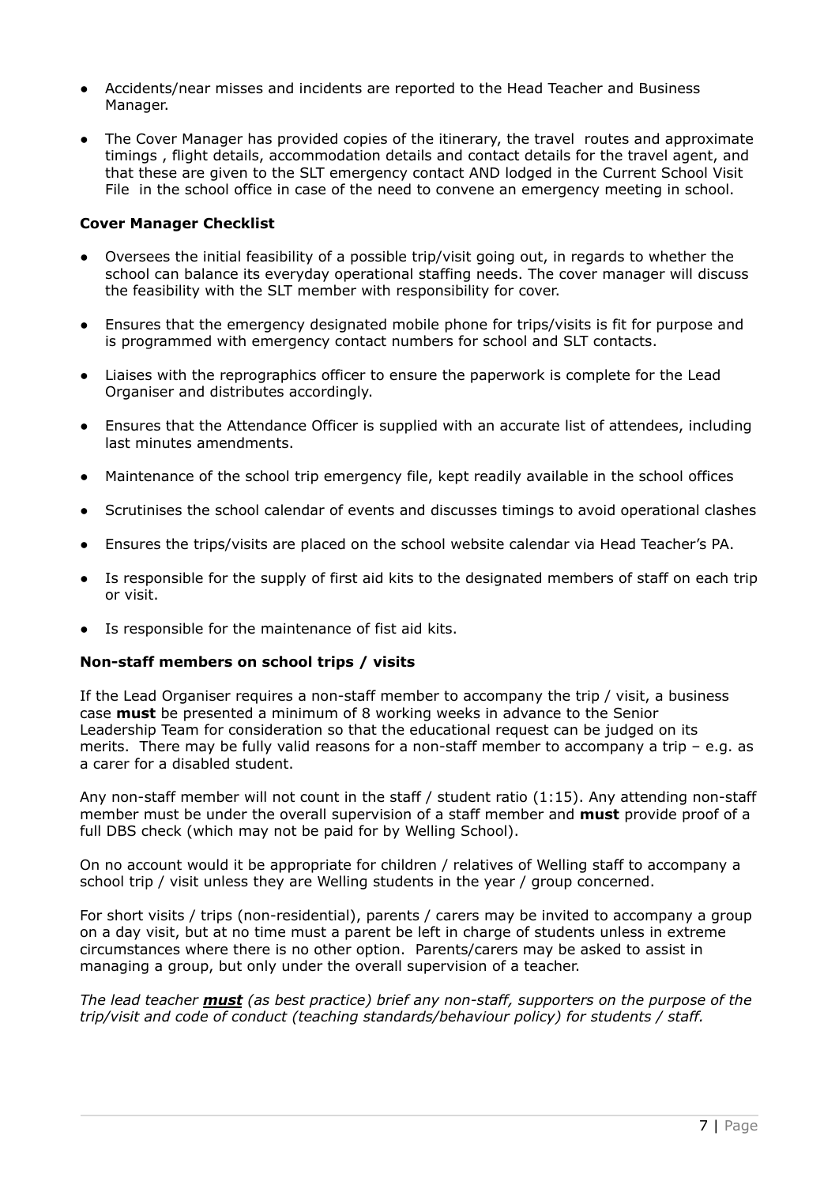- Accidents/near misses and incidents are reported to the Head Teacher and Business Manager.
- The Cover Manager has provided copies of the itinerary, the travel routes and approximate timings , flight details, accommodation details and contact details for the travel agent, and that these are given to the SLT emergency contact AND lodged in the Current School Visit File in the school office in case of the need to convene an emergency meeting in school.

**Cover Manager Checklist**

- Oversees the initial feasibility of a possible trip/visit going out, in regards to whether the school can balance its everyday operational staffing needs. The cover manager will discuss the feasibility with the SLT member with responsibility for cover.
- Ensures that the emergency designated mobile phone for trips/visits is fit for purpose and is programmed with emergency contact numbers for school and SLT contacts.
- Liaises with the reprographics officer to ensure the paperwork is complete for the Lead Organiser and distributes accordingly.
- Ensures that the Attendance Officer is supplied with an accurate list of attendees, including last minutes amendments.
- Maintenance of the school trip emergency file, kept readily available in the school offices
- Scrutinises the school calendar of events and discusses timings to avoid operational clashes
- Ensures the trips/visits are placed on the school website calendar via Head Teacher's PA.
- Is responsible for the supply of first aid kits to the designated members of staff on each trip or visit.
- Is responsible for the maintenance of fist aid kits.

**Non-staff members on school trips / visits**

If the Lead Organiser requires a non-staff member to accompany the trip / visit, a business case **must** be presented a minimum of 8 working weeks in advance to the Senior Leadership Team for consideration so that the educational request can be judged on its merits. There may be fully valid reasons for a non-staff member to accompany a trip – e.g. as a carer for a disabled student.

Any non-staff member will not count in the staff / student ratio (1:15). Any attending non-staff member must be under the overall supervision of a staff member and **must** provide proof of a full DBS check (which may not be paid for by Welling School).

On no account would it be appropriate for children / relatives of Welling staff to accompany a school trip / visit unless they are Welling students in the year / group concerned.

For short visits / trips (non-residential), parents / carers may be invited to accompany a group on a day visit, but at no time must a parent be left in charge of students unless in extreme circumstances where there is no other option. Parents/carers may be asked to assist in managing a group, but only under the overall supervision of a teacher.

*The lead teacher* ***must*** *(as best practice) brief any non-staff, supporters on the purpose of the trip/visit and code of conduct (teaching standards/behaviour policy) for students / staff.*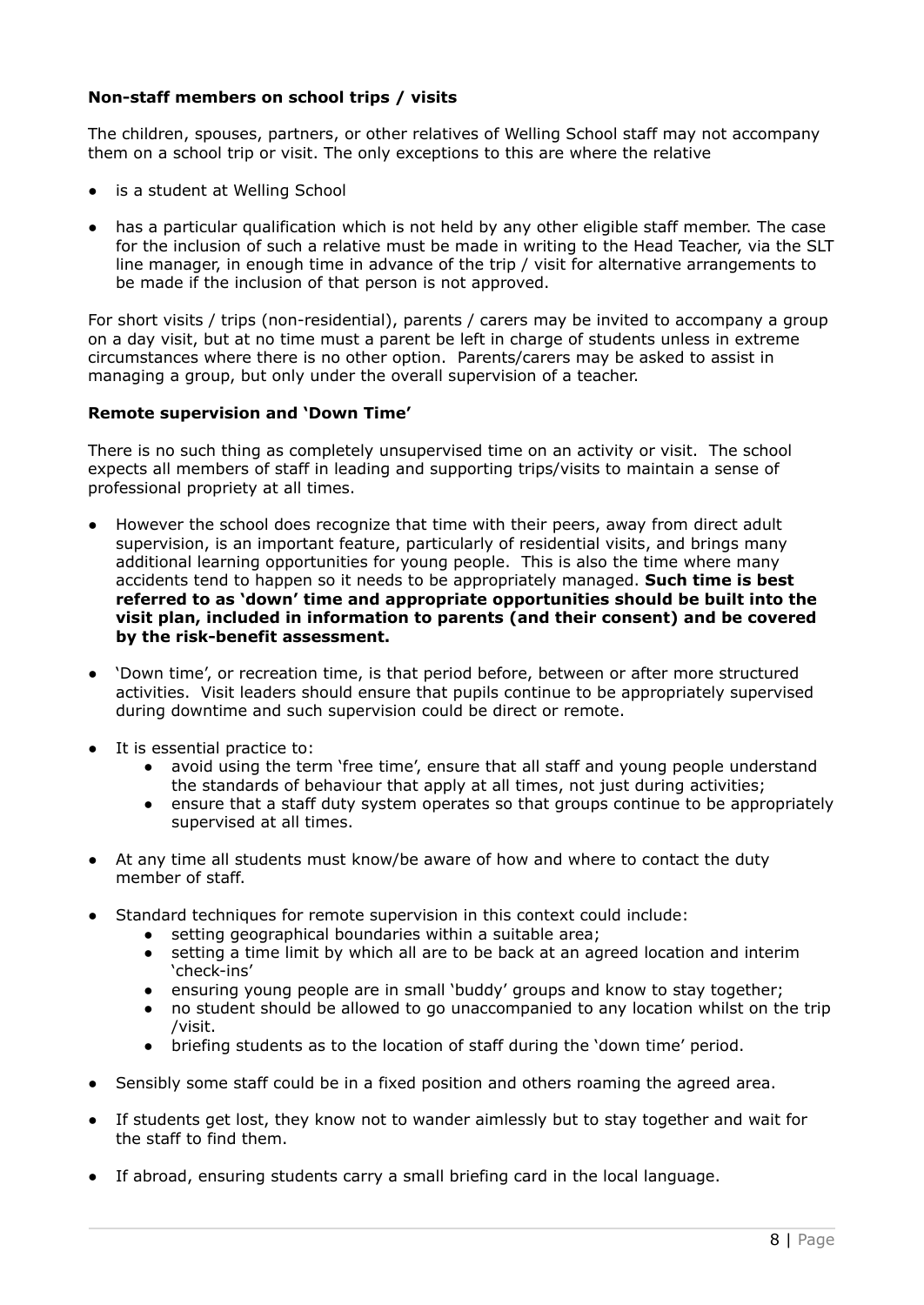**Non-staff members on school trips / visits**

The children, spouses, partners, or other relatives of Welling School staff may not accompany them on a school trip or visit. The only exceptions to this are where the relative

- is a student at Welling School
- has a particular qualification which is not held by any other eligible staff member. The case for the inclusion of such a relative must be made in writing to the Head Teacher, via the SLT line manager, in enough time in advance of the trip / visit for alternative arrangements to be made if the inclusion of that person is not approved.

For short visits / trips (non-residential), parents / carers may be invited to accompany a group on a day visit, but at no time must a parent be left in charge of students unless in extreme circumstances where there is no other option. Parents/carers may be asked to assist in managing a group, but only under the overall supervision of a teacher.

**Remote supervision and 'Down Time'**

There is no such thing as completely unsupervised time on an activity or visit. The school expects all members of staff in leading and supporting trips/visits to maintain a sense of professional propriety at all times.

- However the school does recognize that time with their peers, away from direct adult supervision, is an important feature, particularly of residential visits, and brings many additional learning opportunities for young people. This is also the time where many accidents tend to happen so it needs to be appropriately managed. **Such time is best referred to as 'down' time and appropriate opportunities should be built into the visit plan, included in information to parents (and their consent) and be covered by the risk-benefit assessment.**
- 'Down time', or recreation time, is that period before, between or after more structured activities. Visit leaders should ensure that pupils continue to be appropriately supervised during downtime and such supervision could be direct or remote.
- It is essential practice to:
    - avoid using the term 'free time', ensure that all staff and young people understand the standards of behaviour that apply at all times, not just during activities;
    - ensure that a staff duty system operates so that groups continue to be appropriately supervised at all times.
- At any time all students must know/be aware of how and where to contact the duty member of staff.
- Standard techniques for remote supervision in this context could include:
    - setting geographical boundaries within a suitable area;
    - setting a time limit by which all are to be back at an agreed location and interim 'check-ins'
    - ensuring young people are in small 'buddy' groups and know to stay together;
    - no student should be allowed to go unaccompanied to any location whilst on the trip /visit.
    - briefing students as to the location of staff during the 'down time' period.
- Sensibly some staff could be in a fixed position and others roaming the agreed area.
- If students get lost, they know not to wander aimlessly but to stay together and wait for the staff to find them.
- If abroad, ensuring students carry a small briefing card in the local language.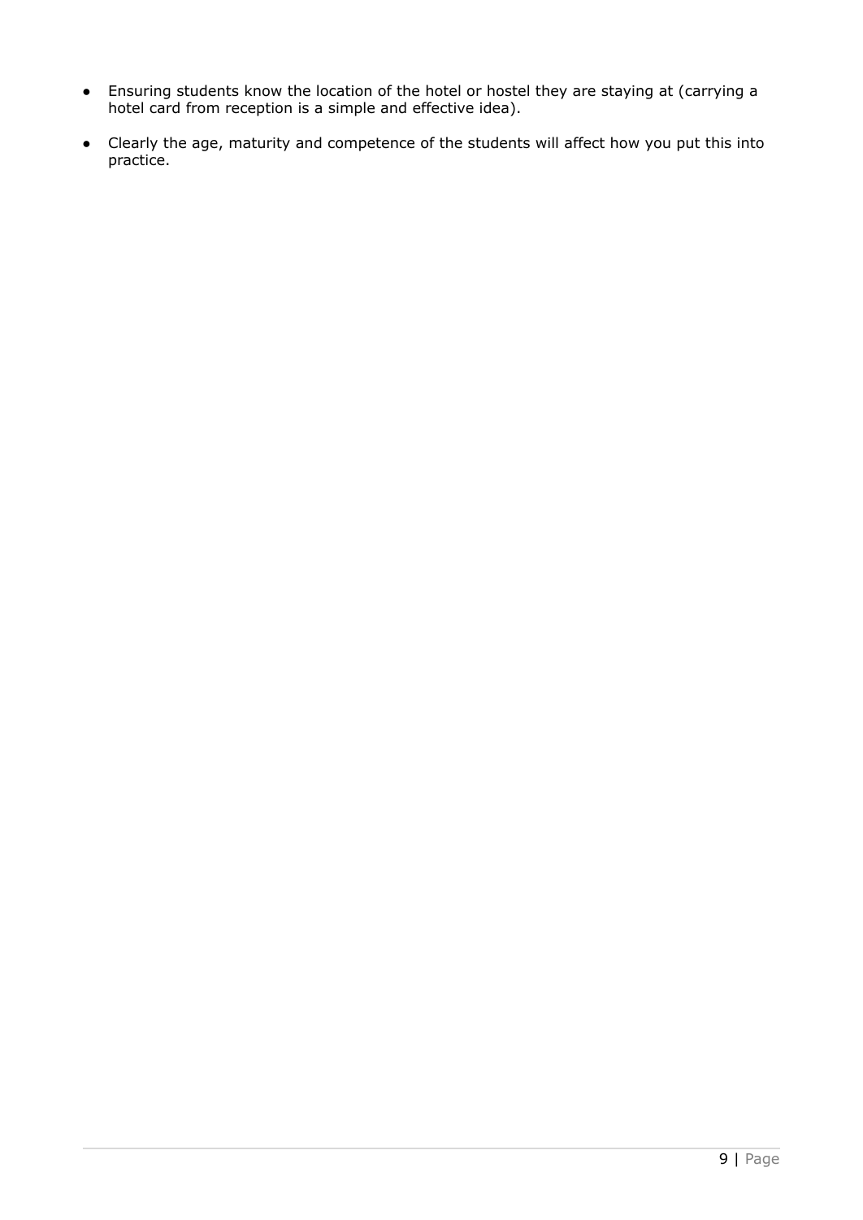- Ensuring students know the location of the hotel or hostel they are staying at (carrying a hotel card from reception is a simple and effective idea).
- Clearly the age, maturity and competence of the students will affect how you put this into practice.